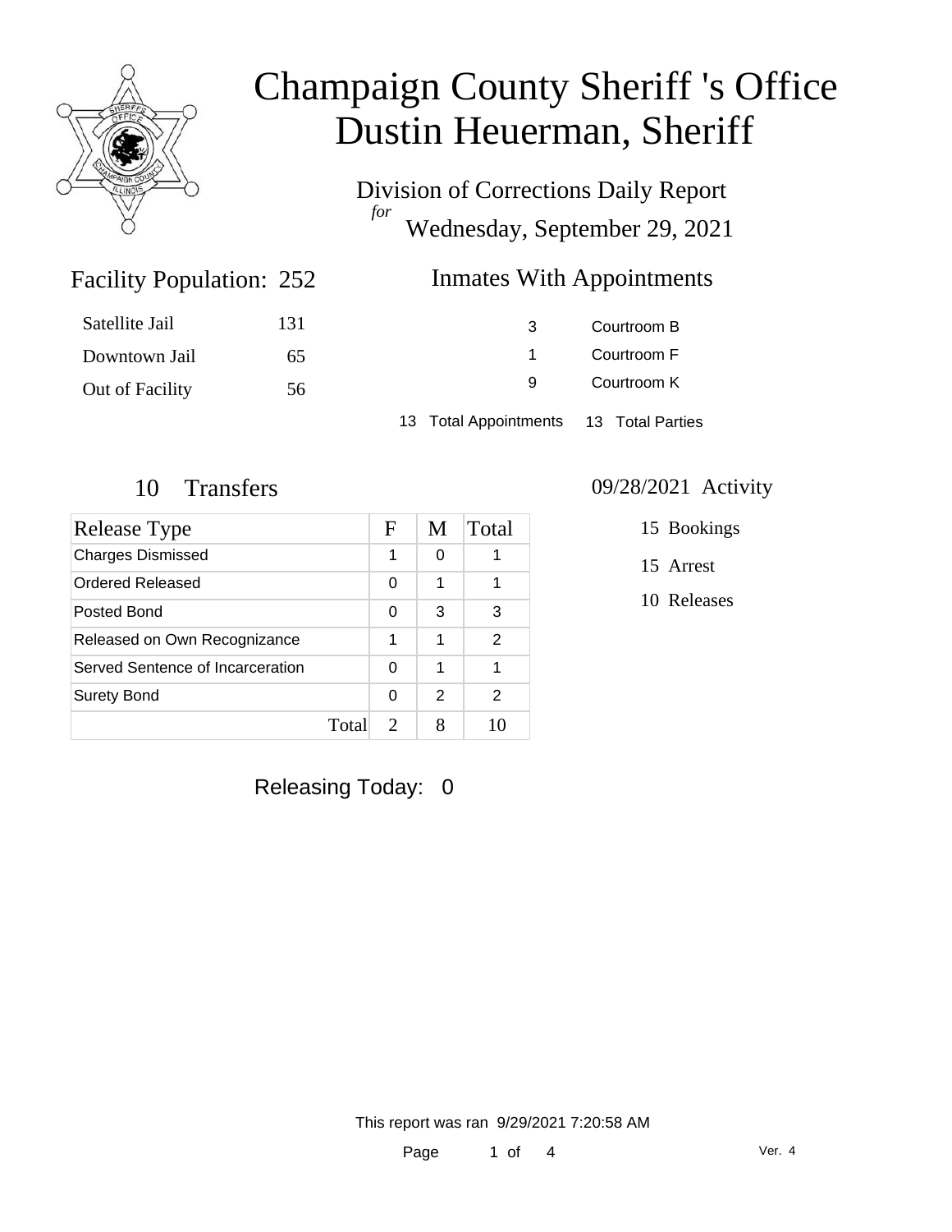# Champaign County Sheriff 's Office
# Dustin Heuerman, Sheriff

Division of Corrections Daily Report
*for*
Wednesday, September 29, 2021

## Facility Population: 252

| | |
|---|---|
| Satellite Jail | 131 |
| Downtown Jail | 65 |
| Out of Facility | 56 |

## Inmates With Appointments

| | |
|---|---|
| 3 | Courtroom B |
| 1 | Courtroom F |
| 9 | Courtroom K |

13 Total Appointments 13 Total Parties

## 10 Transfers

| Release Type | F | M | Total |
|---|---|---|---|
| Charges Dismissed | 1 | 0 | 1 |
| Ordered Released | 0 | 1 | 1 |
| Posted Bond | 0 | 3 | 3 |
| Released on Own Recognizance | 1 | 1 | 2 |
| Served Sentence of Incarceration | 0 | 1 | 1 |
| Surety Bond | 0 | 2 | 2 |
| Total | 2 | 8 | 10 |

## 09/28/2021 Activity

15 Bookings

15 Arrest

10 Releases

Releasing Today: 0

This report was ran 9/29/2021 7:20:58 AM

Ver. 4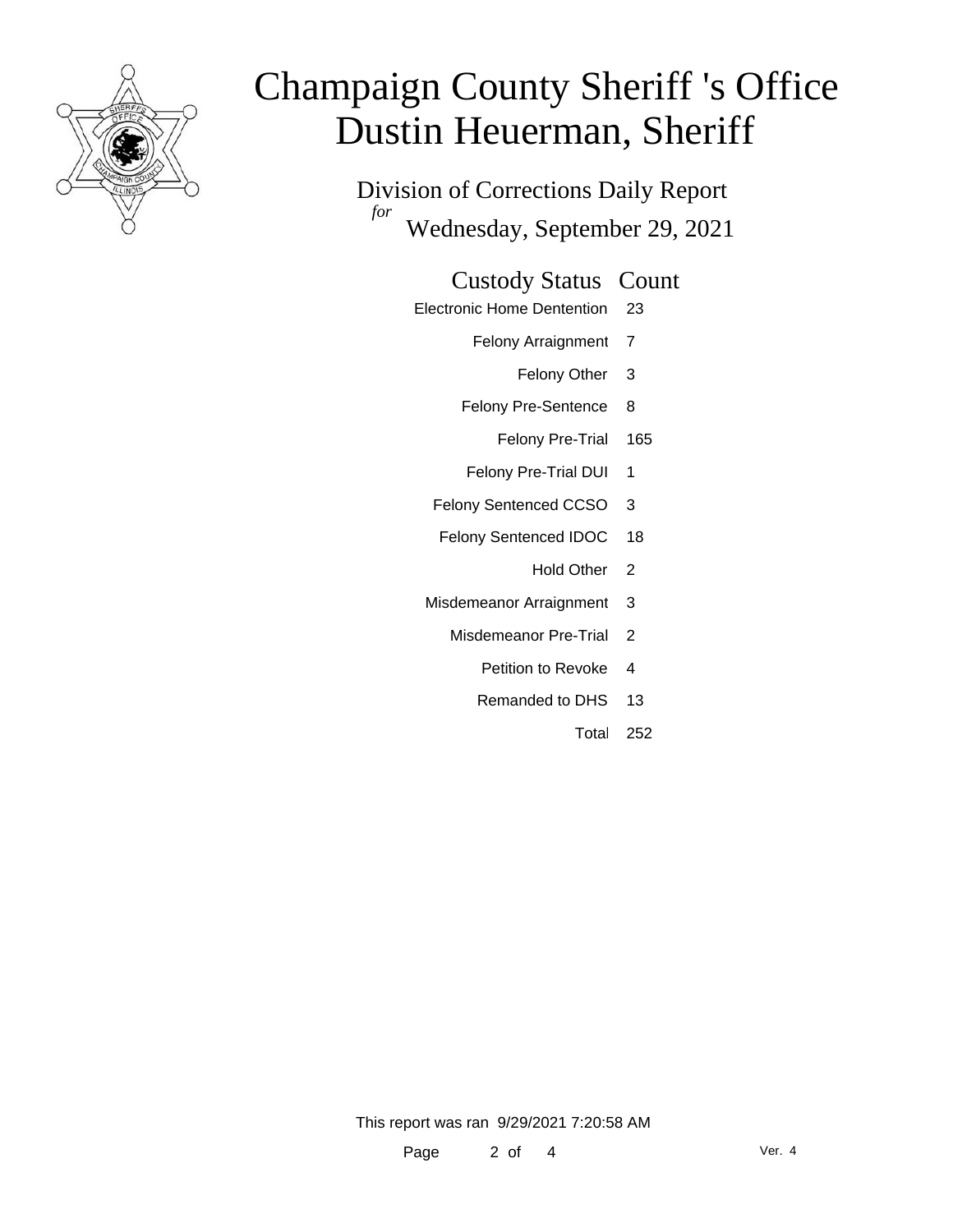# Champaign County Sheriff 's Office
# Dustin Heuerman, Sheriff

## Division of Corrections Daily Report
*for*
## Wednesday, September 29, 2021

| Custody Status | Count |
|---|---|
| Electronic Home Dentention | 23 |
| Felony Arraignment | 7 |
| Felony Other | 3 |
| Felony Pre-Sentence | 8 |
| Felony Pre-Trial | 165 |
| Felony Pre-Trial DUI | 1 |
| Felony Sentenced CCSO | 3 |
| Felony Sentenced IDOC | 18 |
| Hold Other | 2 |
| Misdemeanor Arraignment | 3 |
| Misdemeanor Pre-Trial | 2 |
| Petition to Revoke | 4 |
| Remanded to DHS | 13 |
| Total | 252 |

This report was ran 9/29/2021 7:20:58 AM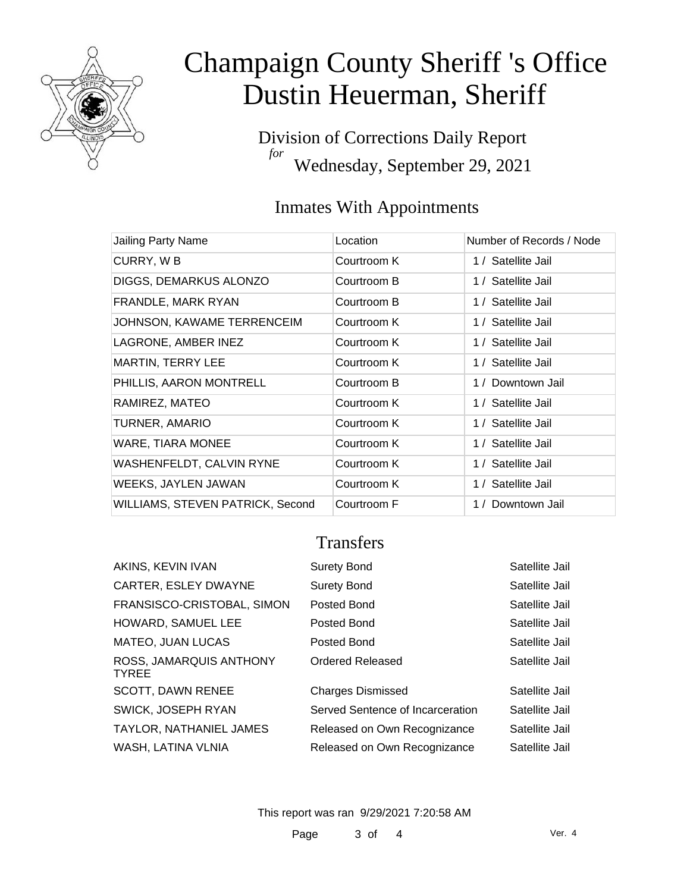# Champaign County Sheriff 's Office
# Dustin Heuerman, Sheriff

Division of Corrections Daily Report
*for*
Wednesday, September 29, 2021

## Inmates With Appointments

| Jailing Party Name | Location | Number of Records / Node |
|---|---|---|
| CURRY, W B | Courtroom K | 1 / Satellite Jail |
| DIGGS, DEMARKUS ALONZO | Courtroom B | 1 / Satellite Jail |
| FRANDLE, MARK RYAN | Courtroom B | 1 / Satellite Jail |
| JOHNSON, KAWAME TERRENCEIM | Courtroom K | 1 / Satellite Jail |
| LAGRONE, AMBER INEZ | Courtroom K | 1 / Satellite Jail |
| MARTIN, TERRY LEE | Courtroom K | 1 / Satellite Jail |
| PHILLIS, AARON MONTRELL | Courtroom B | 1 / Downtown Jail |
| RAMIREZ, MATEO | Courtroom K | 1 / Satellite Jail |
| TURNER, AMARIO | Courtroom K | 1 / Satellite Jail |
| WARE, TIARA MONEE | Courtroom K | 1 / Satellite Jail |
| WASHENFELDT, CALVIN RYNE | Courtroom K | 1 / Satellite Jail |
| WEEKS, JAYLEN JAWAN | Courtroom K | 1 / Satellite Jail |
| WILLIAMS, STEVEN PATRICK, Second | Courtroom F | 1 / Downtown Jail |

## Transfers

| | | |
|---|---|---|
| AKINS, KEVIN IVAN | Surety Bond | Satellite Jail |
| CARTER, ESLEY DWAYNE | Surety Bond | Satellite Jail |
| FRANSISCO-CRISTOBAL, SIMON | Posted Bond | Satellite Jail |
| HOWARD, SAMUEL LEE | Posted Bond | Satellite Jail |
| MATEO, JUAN LUCAS | Posted Bond | Satellite Jail |
| ROSS, JAMARQUIS ANTHONY TYREE | Ordered Released | Satellite Jail |
| SCOTT, DAWN RENEE | Charges Dismissed | Satellite Jail |
| SWICK, JOSEPH RYAN | Served Sentence of Incarceration | Satellite Jail |
| TAYLOR, NATHANIEL JAMES | Released on Own Recognizance | Satellite Jail |
| WASH, LATINA VLNIA | Released on Own Recognizance | Satellite Jail |

This report was ran 9/29/2021 7:20:58 AM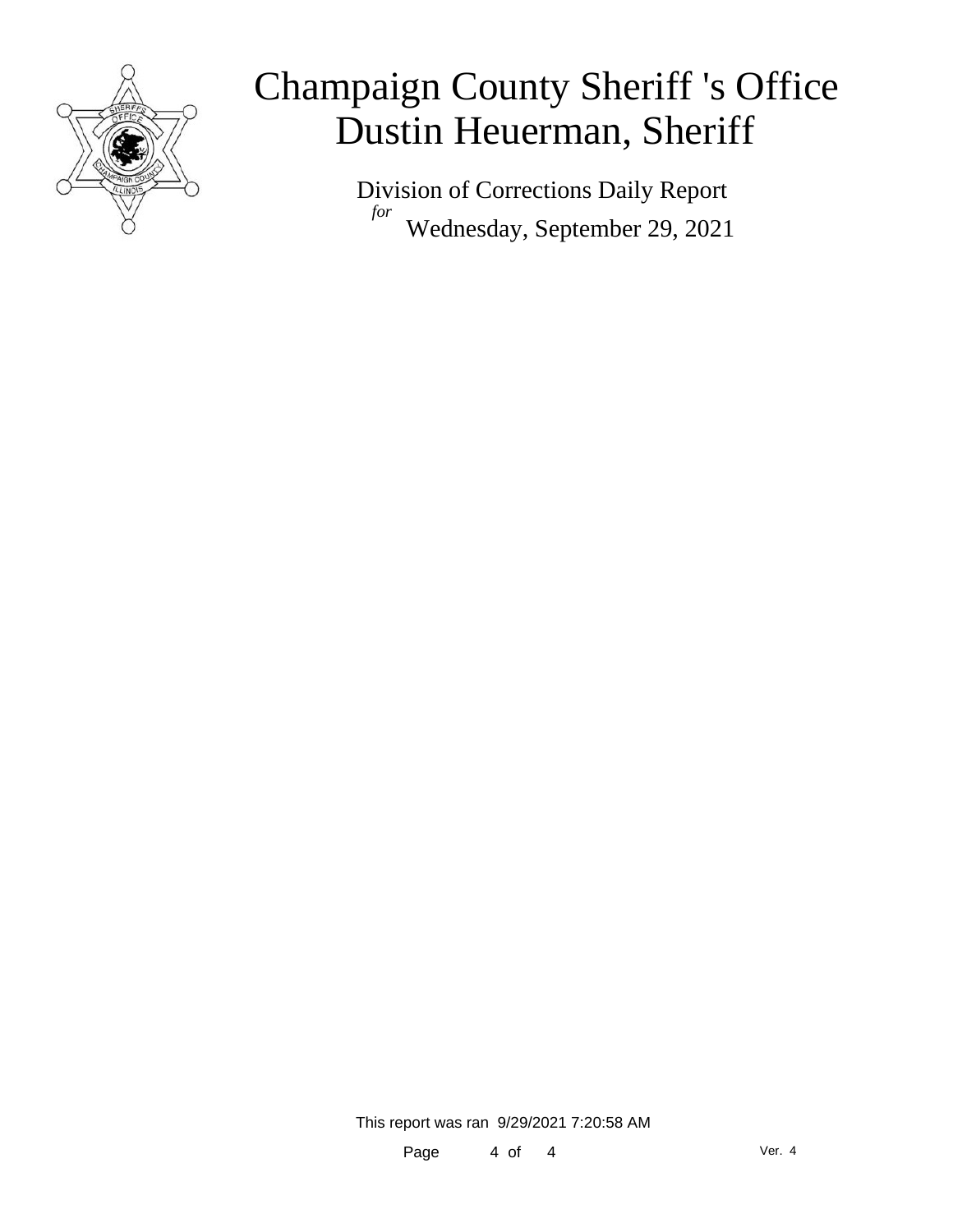# Champaign County Sheriff 's Office
# Dustin Heuerman, Sheriff

Division of Corrections Daily Report

*for* Wednesday, September 29, 2021

This report was ran 9/29/2021 7:20:58 AM

Ver. 4